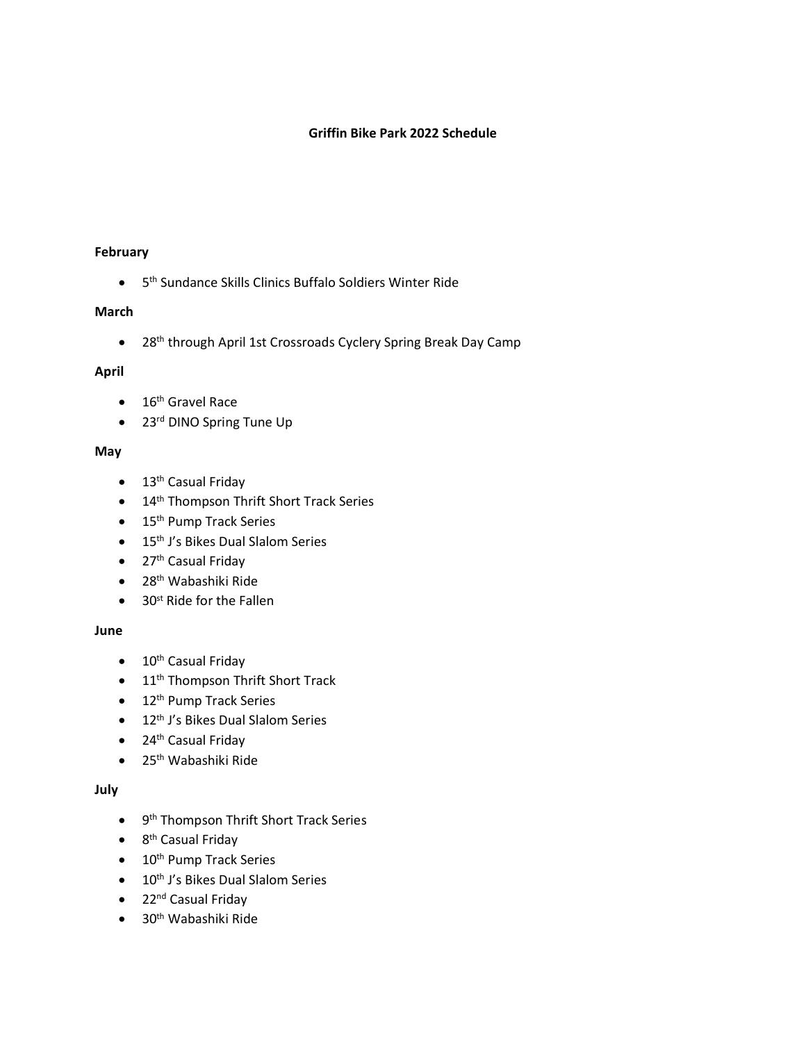**Griffin Bike Park 2022 Schedule**

**February**

- 5th Sundance Skills Clinics Buffalo Soldiers Winter Ride

**March**

- 28th through April 1st Crossroads Cyclery Spring Break Day Camp

**April**

- 16th Gravel Race
- 23rd DINO Spring Tune Up

**May**

- 13th Casual Friday
- 14th Thompson Thrift Short Track Series
- 15th Pump Track Series
- 15th J's Bikes Dual Slalom Series
- 27th Casual Friday
- 28th Wabashiki Ride
- 30st Ride for the Fallen

**June**

- 10th Casual Friday
- 11th Thompson Thrift Short Track
- 12th Pump Track Series
- 12th J's Bikes Dual Slalom Series
- 24th Casual Friday
- 25th Wabashiki Ride

**July**

- 9th Thompson Thrift Short Track Series
- 8th Casual Friday
- 10th Pump Track Series
- 10th J's Bikes Dual Slalom Series
- 22nd Casual Friday
- 30th Wabashiki Ride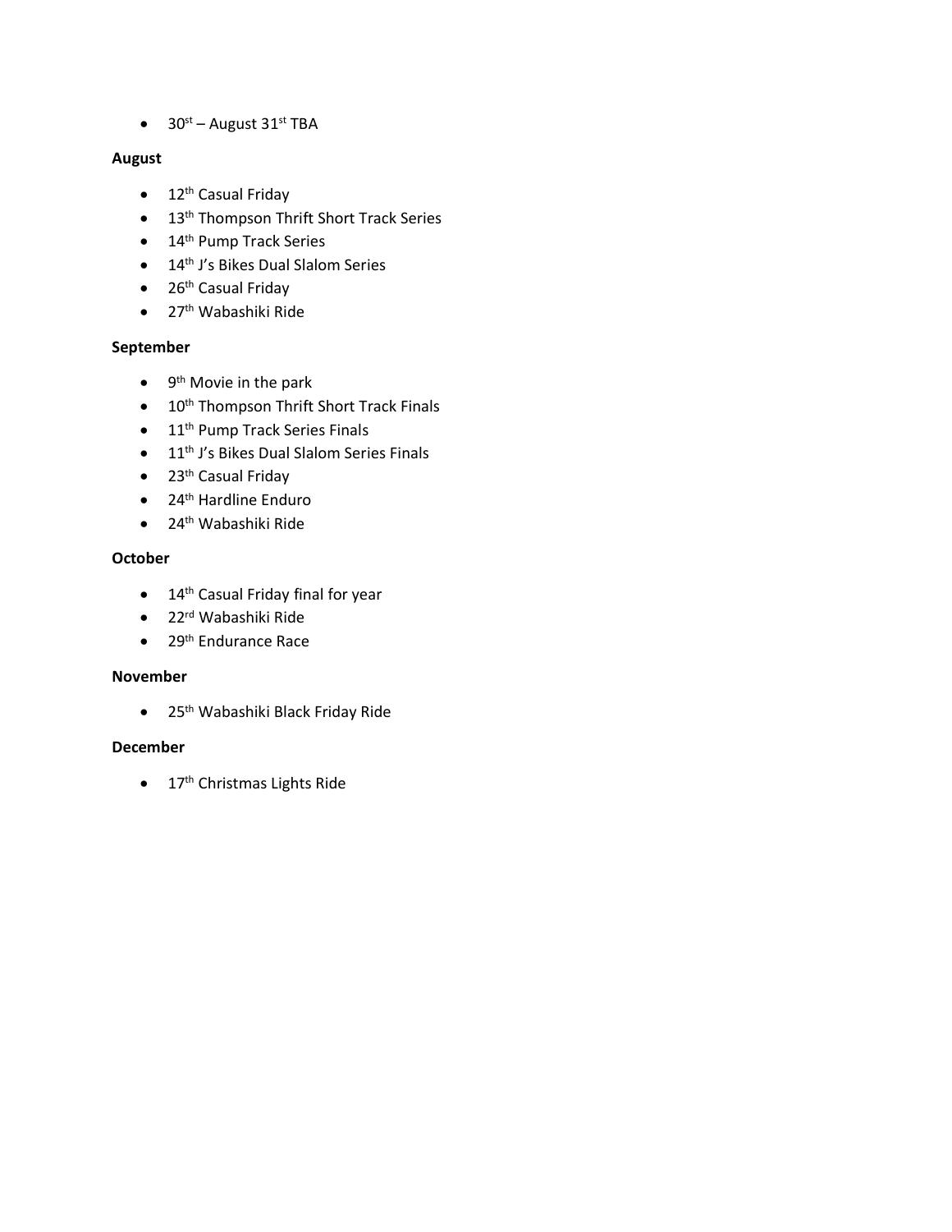- 30st – August 31st TBA

**August**

- 12th Casual Friday
- 13th Thompson Thrift Short Track Series
- 14th Pump Track Series
- 14th J's Bikes Dual Slalom Series
- 26th Casual Friday
- 27th Wabashiki Ride

**September**

- 9th Movie in the park
- 10th Thompson Thrift Short Track Finals
- 11th Pump Track Series Finals
- 11th J's Bikes Dual Slalom Series Finals
- 23th Casual Friday
- 24th Hardline Enduro
- 24th Wabashiki Ride

**October**

- 14th Casual Friday final for year
- 22rd Wabashiki Ride
- 29th Endurance Race

**November**

- 25th Wabashiki Black Friday Ride

**December**

- 17th Christmas Lights Ride